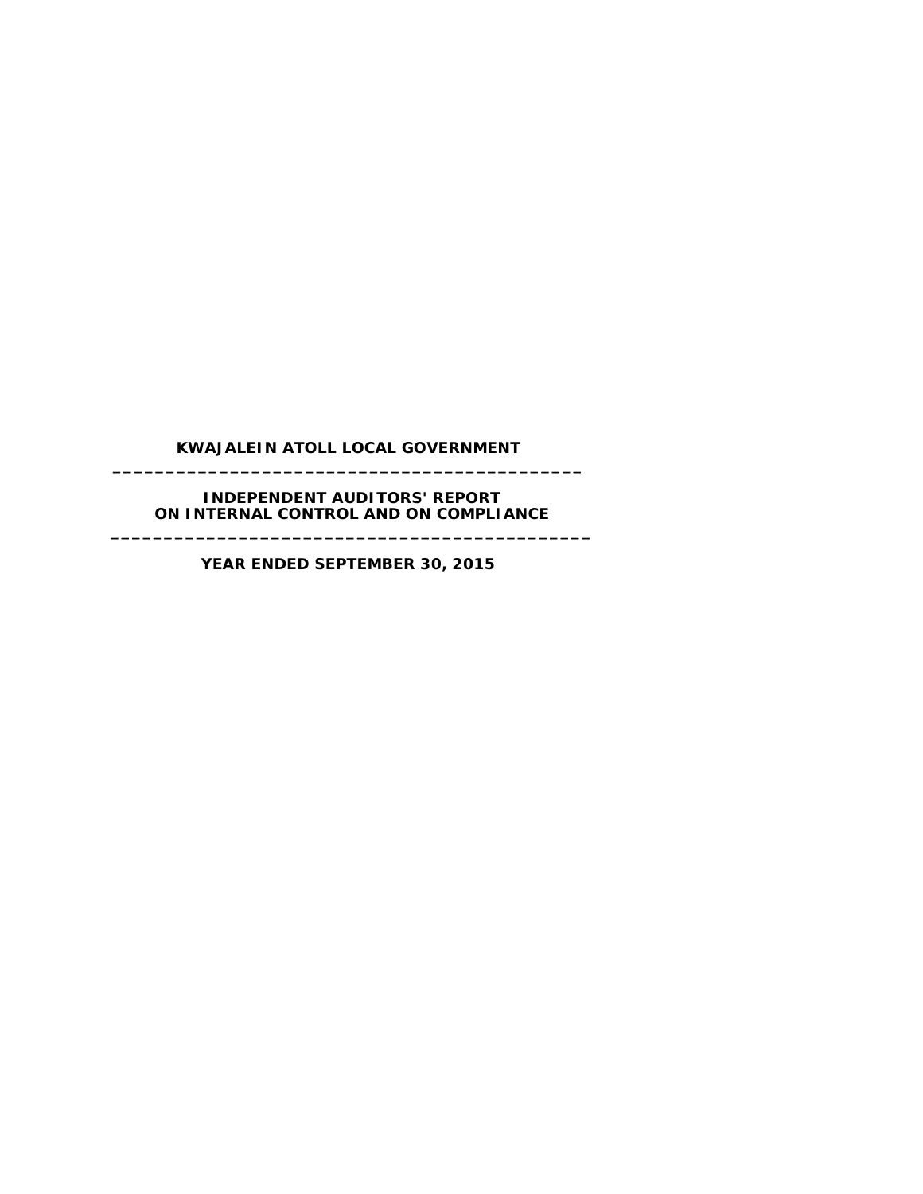# KWAJALEIN ATOLL LOCAL GOVERNMENT

---

## INDEPENDENT AUDITORS' REPORT ON INTERNAL CONTROL AND ON COMPLIANCE

---

### YEAR ENDED SEPTEMBER 30, 2015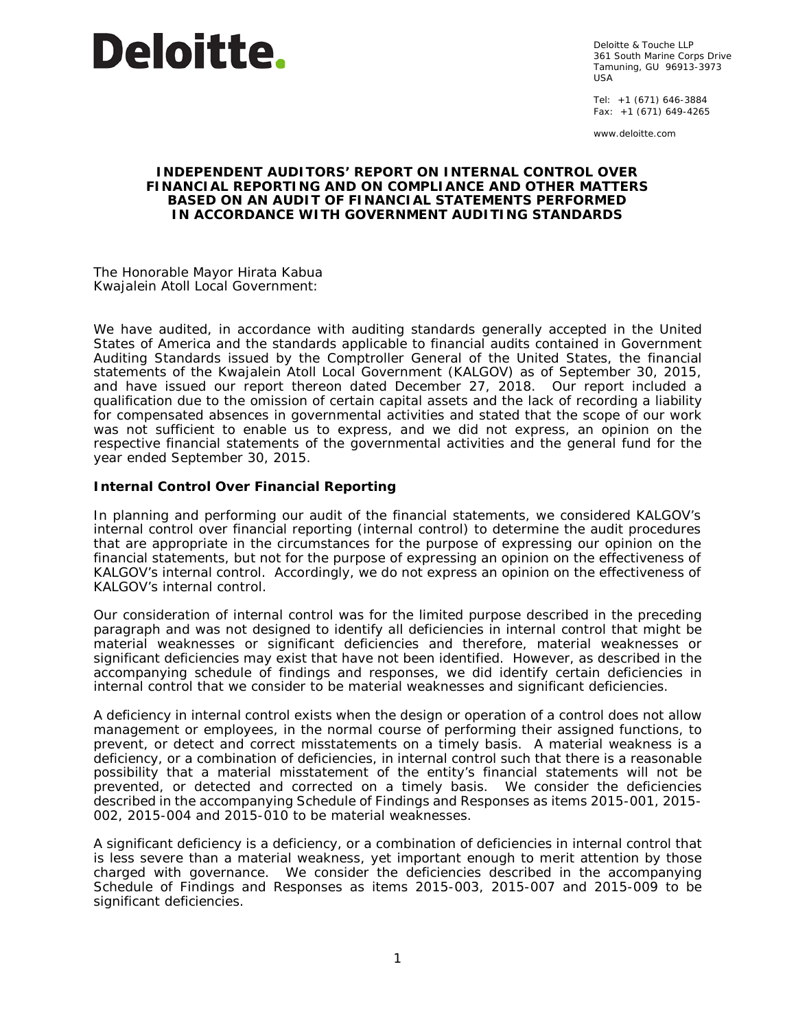Deloitte.

Deloitte & Touche LLP
361 South Marine Corps Drive
Tamuning, GU 96913-3973
USA

Tel: +1 (671) 646-3884
Fax: +1 (671) 649-4265

www.deloitte.com

# INDEPENDENT AUDITORS' REPORT ON INTERNAL CONTROL OVER FINANCIAL REPORTING AND ON COMPLIANCE AND OTHER MATTERS BASED ON AN AUDIT OF FINANCIAL STATEMENTS PERFORMED IN ACCORDANCE WITH *GOVERNMENT AUDITING STANDARDS*

The Honorable Mayor Hirata Kabua
Kwajalein Atoll Local Government:

We have audited, in accordance with auditing standards generally accepted in the United States of America and the standards applicable to financial audits contained in *Government Auditing Standards* issued by the Comptroller General of the United States, the financial statements of the Kwajalein Atoll Local Government (KALGOV) as of September 30, 2015, and have issued our report thereon dated December 27, 2018. Our report included a qualification due to the omission of certain capital assets and the lack of recording a liability for compensated absences in governmental activities and stated that the scope of our work was not sufficient to enable us to express, and we did not express, an opinion on the respective financial statements of the governmental activities and the general fund for the year ended September 30, 2015.

## Internal Control Over Financial Reporting

In planning and performing our audit of the financial statements, we considered KALGOV's internal control over financial reporting (internal control) to determine the audit procedures that are appropriate in the circumstances for the purpose of expressing our opinion on the financial statements, but not for the purpose of expressing an opinion on the effectiveness of KALGOV's internal control. Accordingly, we do not express an opinion on the effectiveness of KALGOV's internal control.

Our consideration of internal control was for the limited purpose described in the preceding paragraph and was not designed to identify all deficiencies in internal control that might be material weaknesses or significant deficiencies and therefore, material weaknesses or significant deficiencies may exist that have not been identified. However, as described in the accompanying schedule of findings and responses, we did identify certain deficiencies in internal control that we consider to be material weaknesses and significant deficiencies.

A *deficiency in internal control* exists when the design or operation of a control does not allow management or employees, in the normal course of performing their assigned functions, to prevent, or detect and correct misstatements on a timely basis. A *material weakness* is a deficiency, or a combination of deficiencies, in internal control such that there is a reasonable possibility that a material misstatement of the entity's financial statements will not be prevented, or detected and corrected on a timely basis. We consider the deficiencies described in the accompanying Schedule of Findings and Responses as items 2015-001, 2015-002, 2015-004 and 2015-010 to be material weaknesses.

A *significant deficiency* is a deficiency, or a combination of deficiencies in internal control that is less severe than a material weakness, yet important enough to merit attention by those charged with governance. We consider the deficiencies described in the accompanying Schedule of Findings and Responses as items 2015-003, 2015-007 and 2015-009 to be significant deficiencies.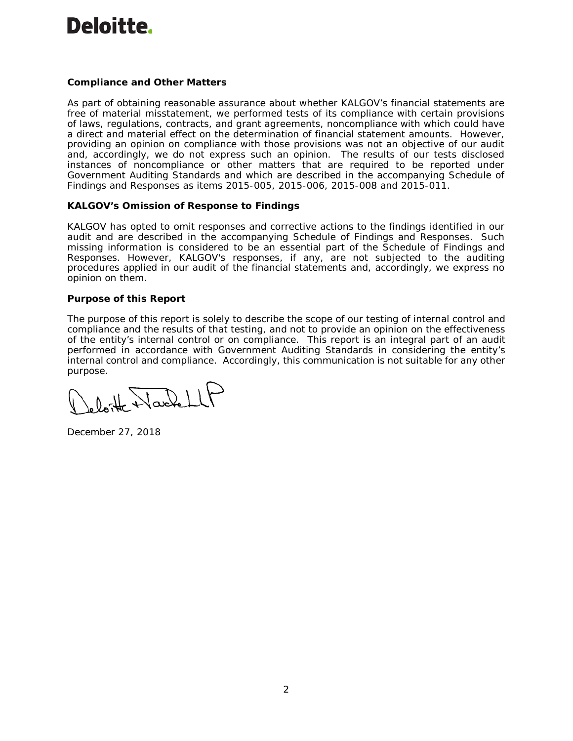**Deloitte.**

### Compliance and Other Matters

As part of obtaining reasonable assurance about whether KALGOV's financial statements are free of material misstatement, we performed tests of its compliance with certain provisions of laws, regulations, contracts, and grant agreements, noncompliance with which could have a direct and material effect on the determination of financial statement amounts. However, providing an opinion on compliance with those provisions was not an objective of our audit and, accordingly, we do not express such an opinion. The results of our tests disclosed instances of noncompliance or other matters that are required to be reported under Government Auditing Standards and which are described in the accompanying Schedule of Findings and Responses as items 2015-005, 2015-006, 2015-008 and 2015-011.

### KALGOV's Omission of Response to Findings

KALGOV has opted to omit responses and corrective actions to the findings identified in our audit and are described in the accompanying Schedule of Findings and Responses. Such missing information is considered to be an essential part of the Schedule of Findings and Responses. However, KALGOV's responses, if any, are not subjected to the auditing procedures applied in our audit of the financial statements and, accordingly, we express no opinion on them.

### Purpose of this Report

The purpose of this report is solely to describe the scope of our testing of internal control and compliance and the results of that testing, and not to provide an opinion on the effectiveness of the entity's internal control or on compliance. This report is an integral part of an audit performed in accordance with Government Auditing Standards in considering the entity's internal control and compliance. Accordingly, this communication is not suitable for any other purpose.

Deloitte & Touche LLP

December 27, 2018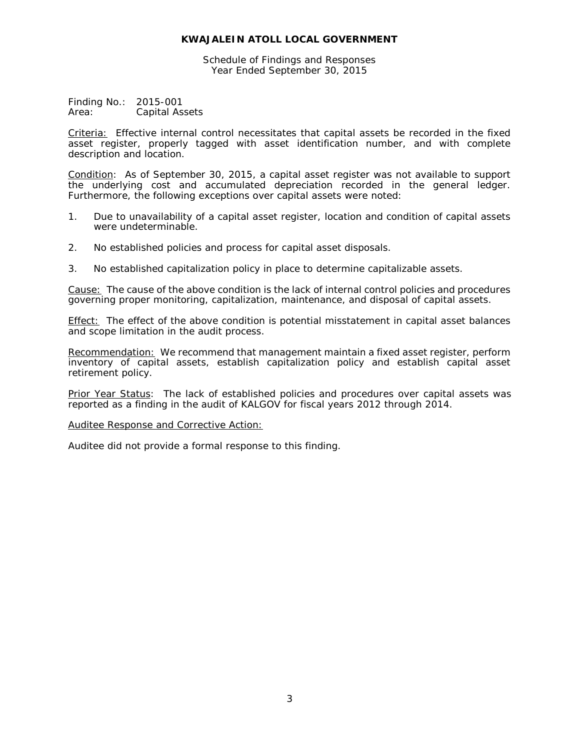**KWAJALEIN ATOLL LOCAL GOVERNMENT**

Schedule of Findings and Responses
Year Ended September 30, 2015

Finding No.: 2015-001
Area: Capital Assets

Criteria: Effective internal control necessitates that capital assets be recorded in the fixed asset register, properly tagged with asset identification number, and with complete description and location.

Condition: As of September 30, 2015, a capital asset register was not available to support the underlying cost and accumulated depreciation recorded in the general ledger. Furthermore, the following exceptions over capital assets were noted:

1. Due to unavailability of a capital asset register, location and condition of capital assets were undeterminable.
2. No established policies and process for capital asset disposals.
3. No established capitalization policy in place to determine capitalizable assets.

Cause: The cause of the above condition is the lack of internal control policies and procedures governing proper monitoring, capitalization, maintenance, and disposal of capital assets.

Effect: The effect of the above condition is potential misstatement in capital asset balances and scope limitation in the audit process.

Recommendation: We recommend that management maintain a fixed asset register, perform inventory of capital assets, establish capitalization policy and establish capital asset retirement policy.

Prior Year Status: The lack of established policies and procedures over capital assets was reported as a finding in the audit of KALGOV for fiscal years 2012 through 2014.

Auditee Response and Corrective Action:

Auditee did not provide a formal response to this finding.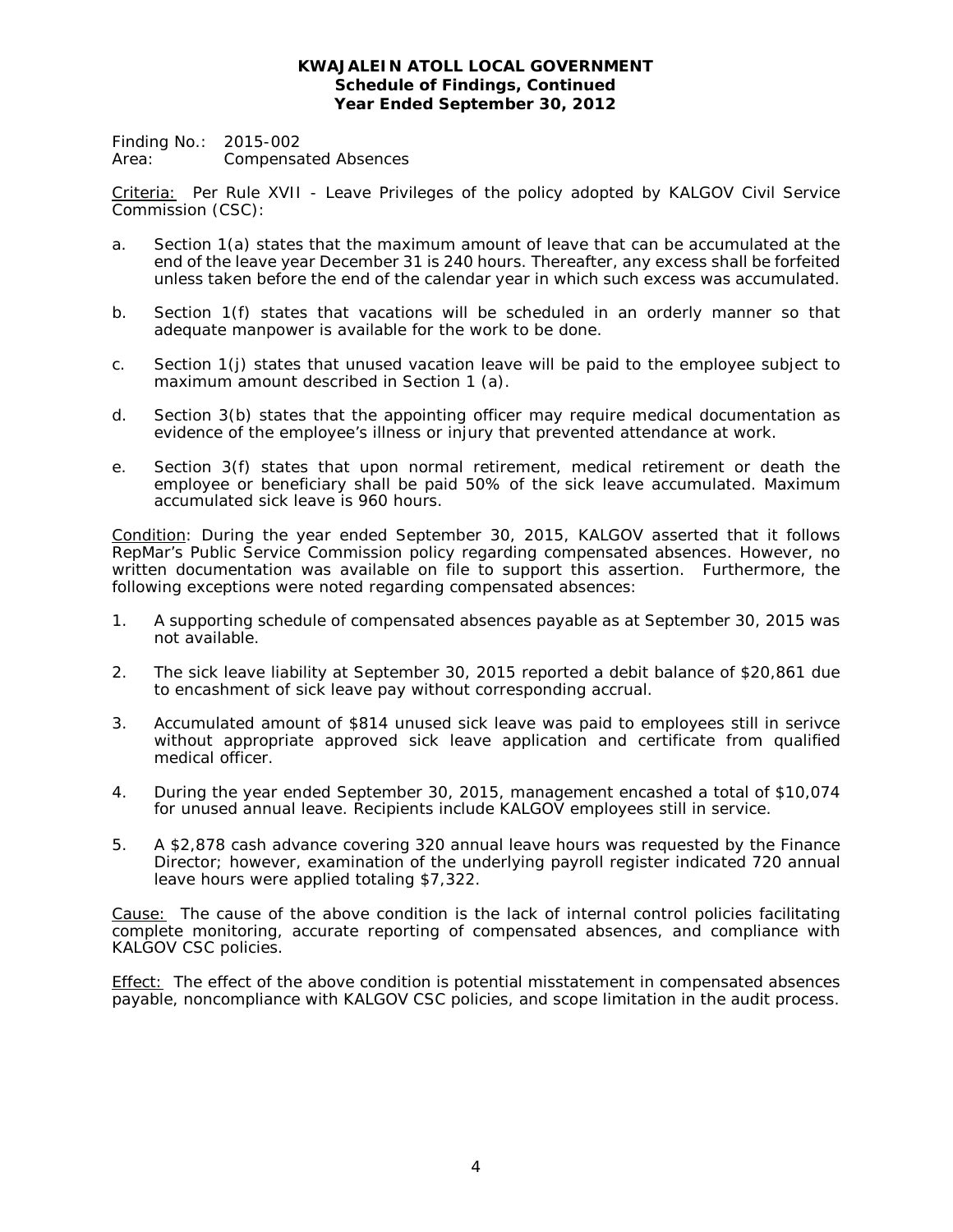**KWAJALEIN ATOLL LOCAL GOVERNMENT**
**Schedule of Findings, Continued**
**Year Ended September 30, 2012**

Finding No.: 2015-002
Area: Compensated Absences

Criteria: Per Rule XVII - Leave Privileges of the policy adopted by KALGOV Civil Service Commission (CSC):

a. Section 1(a) states that the maximum amount of leave that can be accumulated at the end of the leave year December 31 is 240 hours. Thereafter, any excess shall be forfeited unless taken before the end of the calendar year in which such excess was accumulated.

b. Section 1(f) states that vacations will be scheduled in an orderly manner so that adequate manpower is available for the work to be done.

c. Section 1(j) states that unused vacation leave will be paid to the employee subject to maximum amount described in Section 1 (a).

d. Section 3(b) states that the appointing officer may require medical documentation as evidence of the employee's illness or injury that prevented attendance at work.

e. Section 3(f) states that upon normal retirement, medical retirement or death the employee or beneficiary shall be paid 50% of the sick leave accumulated. Maximum accumulated sick leave is 960 hours.

Condition: During the year ended September 30, 2015, KALGOV asserted that it follows RepMar's Public Service Commission policy regarding compensated absences. However, no written documentation was available on file to support this assertion. Furthermore, the following exceptions were noted regarding compensated absences:

1. A supporting schedule of compensated absences payable as at September 30, 2015 was not available.

2. The sick leave liability at September 30, 2015 reported a debit balance of $20,861 due to encashment of sick leave pay without corresponding accrual.

3. Accumulated amount of $814 unused sick leave was paid to employees still in serivce without appropriate approved sick leave application and certificate from qualified medical officer.

4. During the year ended September 30, 2015, management encashed a total of $10,074 for unused annual leave. Recipients include KALGOV employees still in service.

5. A $2,878 cash advance covering 320 annual leave hours was requested by the Finance Director; however, examination of the underlying payroll register indicated 720 annual leave hours were applied totaling $7,322.

Cause: The cause of the above condition is the lack of internal control policies facilitating complete monitoring, accurate reporting of compensated absences, and compliance with KALGOV CSC policies.

Effect: The effect of the above condition is potential misstatement in compensated absences payable, noncompliance with KALGOV CSC policies, and scope limitation in the audit process.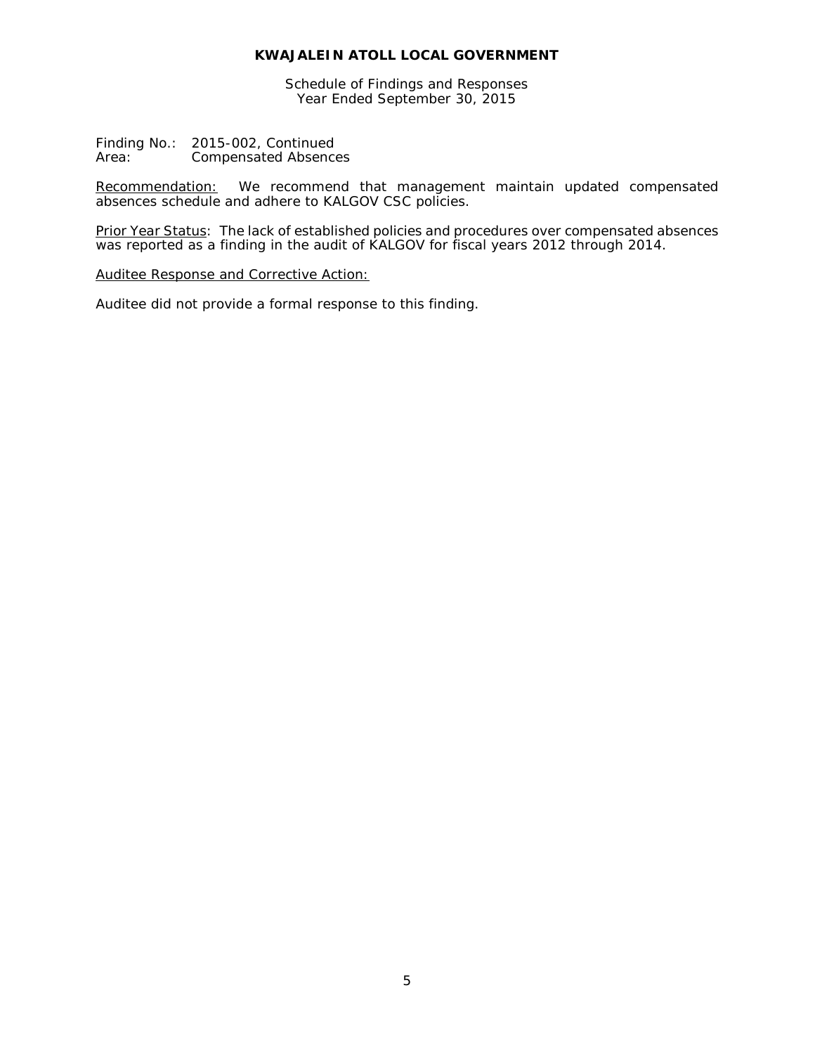**KWAJALEIN ATOLL LOCAL GOVERNMENT**

Schedule of Findings and Responses
Year Ended September 30, 2015

Finding No.: 2015-002, Continued
Area: Compensated Absences

Recommendation: We recommend that management maintain updated compensated absences schedule and adhere to KALGOV CSC policies.

Prior Year Status: The lack of established policies and procedures over compensated absences was reported as a finding in the audit of KALGOV for fiscal years 2012 through 2014.

Auditee Response and Corrective Action:

Auditee did not provide a formal response to this finding.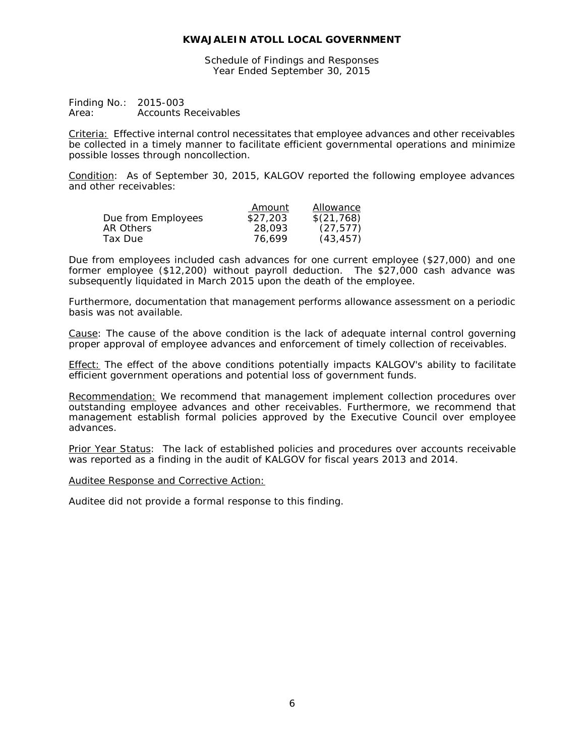# KWAJALEIN ATOLL LOCAL GOVERNMENT

Schedule of Findings and Responses
Year Ended September 30, 2015

Finding No.: 2015-003
Area: Accounts Receivables

Criteria: Effective internal control necessitates that employee advances and other receivables be collected in a timely manner to facilitate efficient governmental operations and minimize possible losses through noncollection.

Condition: As of September 30, 2015, KALGOV reported the following employee advances and other receivables:

| | Amount | Allowance |
|---|---|---|
| Due from Employees | $27,203 | $(21,768) |
| AR Others | 28,093 | (27,577) |
| Tax Due | 76,699 | (43,457) |

Due from employees included cash advances for one current employee ($27,000) and one former employee ($12,200) without payroll deduction. The $27,000 cash advance was subsequently liquidated in March 2015 upon the death of the employee.

Furthermore, documentation that management performs allowance assessment on a periodic basis was not available.

Cause: The cause of the above condition is the lack of adequate internal control governing proper approval of employee advances and enforcement of timely collection of receivables.

Effect: The effect of the above conditions potentially impacts KALGOV's ability to facilitate efficient government operations and potential loss of government funds.

Recommendation: We recommend that management implement collection procedures over outstanding employee advances and other receivables. Furthermore, we recommend that management establish formal policies approved by the Executive Council over employee advances.

Prior Year Status: The lack of established policies and procedures over accounts receivable was reported as a finding in the audit of KALGOV for fiscal years 2013 and 2014.

Auditee Response and Corrective Action:

Auditee did not provide a formal response to this finding.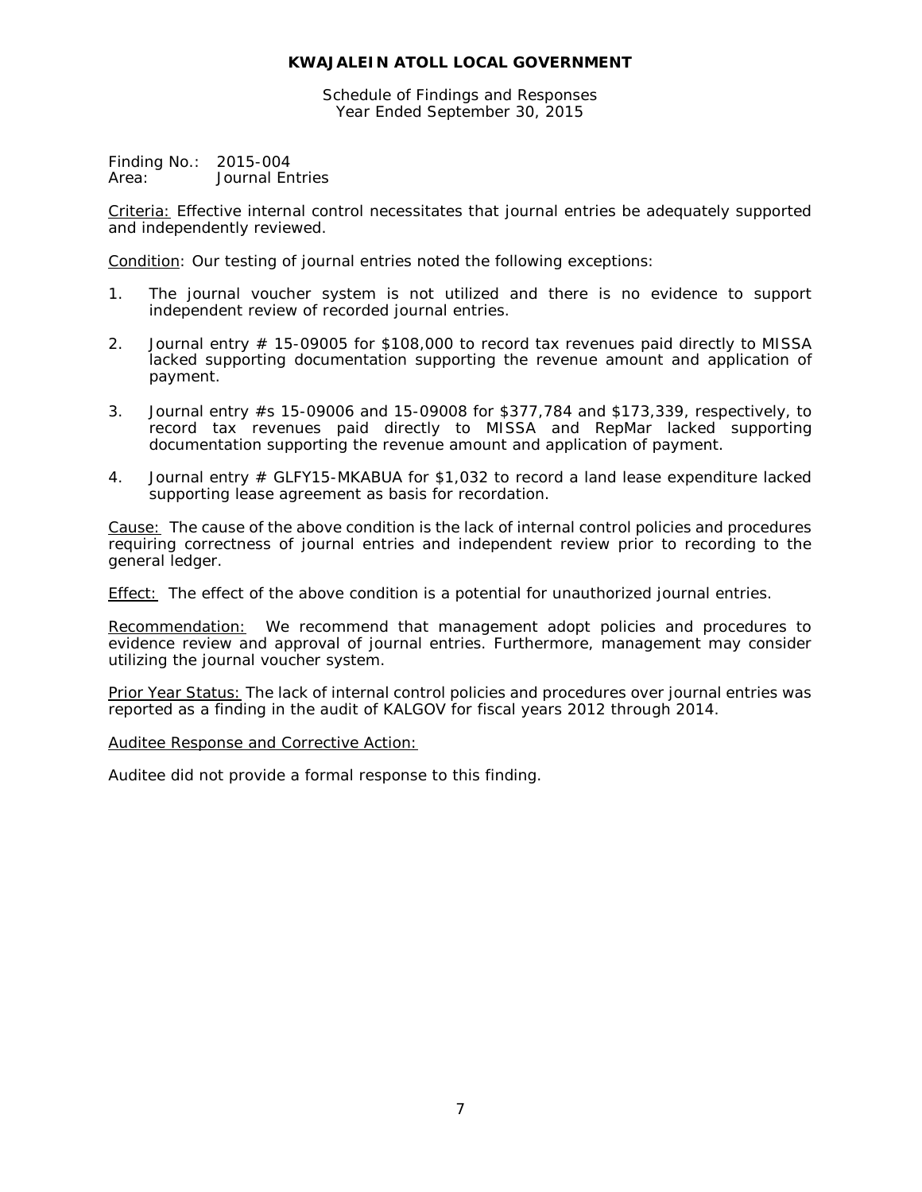# KWAJALEIN ATOLL LOCAL GOVERNMENT

Schedule of Findings and Responses
Year Ended September 30, 2015

Finding No.: 2015-004
Area: Journal Entries

Criteria: Effective internal control necessitates that journal entries be adequately supported and independently reviewed.

Condition: Our testing of journal entries noted the following exceptions:

1. The journal voucher system is not utilized and there is no evidence to support independent review of recorded journal entries.

2. Journal entry # 15-09005 for $108,000 to record tax revenues paid directly to MISSA lacked supporting documentation supporting the revenue amount and application of payment.

3. Journal entry #s 15-09006 and 15-09008 for $377,784 and $173,339, respectively, to record tax revenues paid directly to MISSA and RepMar lacked supporting documentation supporting the revenue amount and application of payment.

4. Journal entry # GLFY15-MKABUA for $1,032 to record a land lease expenditure lacked supporting lease agreement as basis for recordation.

Cause: The cause of the above condition is the lack of internal control policies and procedures requiring correctness of journal entries and independent review prior to recording to the general ledger.

Effect: The effect of the above condition is a potential for unauthorized journal entries.

Recommendation: We recommend that management adopt policies and procedures to evidence review and approval of journal entries. Furthermore, management may consider utilizing the journal voucher system.

Prior Year Status: The lack of internal control policies and procedures over journal entries was reported as a finding in the audit of KALGOV for fiscal years 2012 through 2014.

Auditee Response and Corrective Action:

Auditee did not provide a formal response to this finding.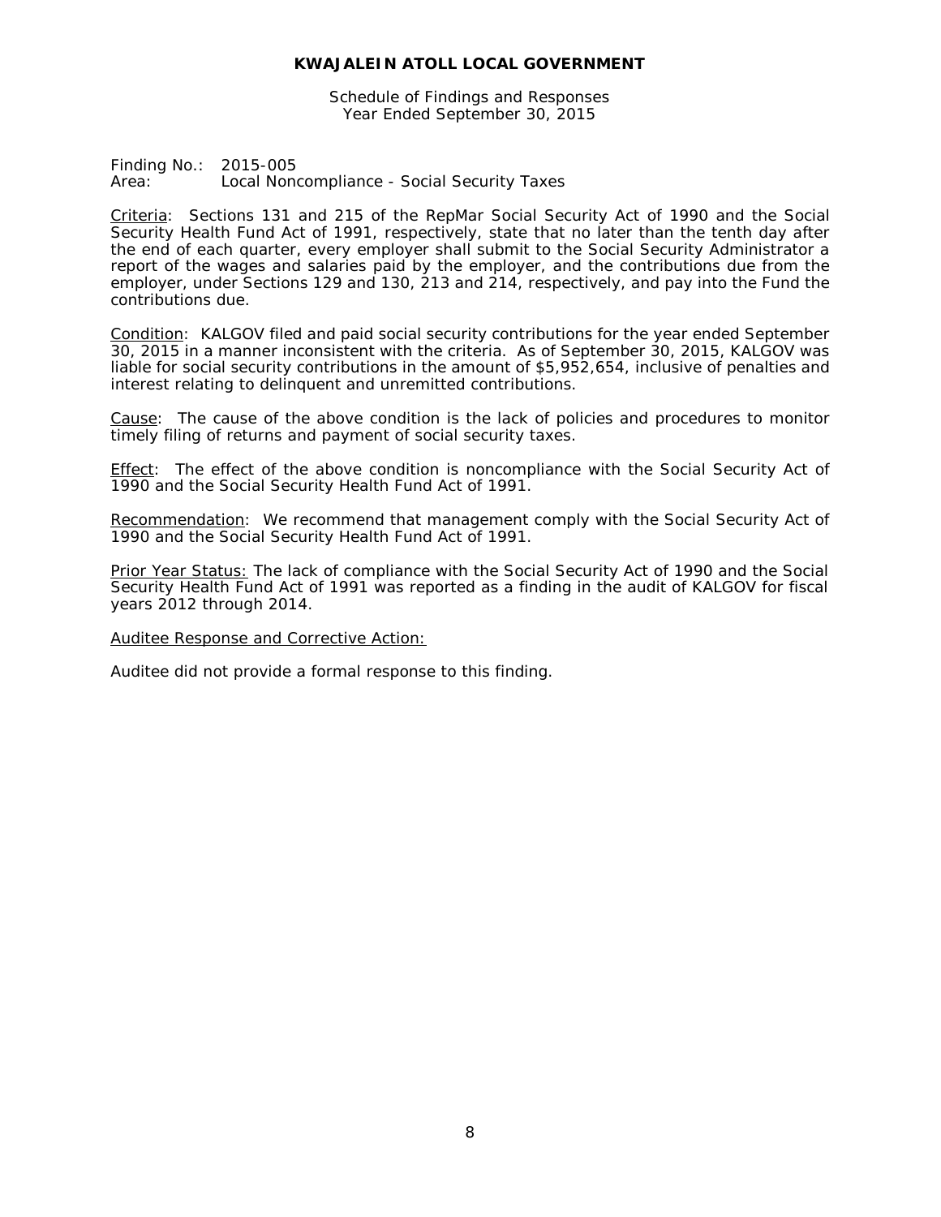**KWAJALEIN ATOLL LOCAL GOVERNMENT**

Schedule of Findings and Responses
Year Ended September 30, 2015

Finding No.: 2015-005
Area: Local Noncompliance - Social Security Taxes

Criteria: Sections 131 and 215 of the RepMar Social Security Act of 1990 and the Social Security Health Fund Act of 1991, respectively, state that no later than the tenth day after the end of each quarter, every employer shall submit to the Social Security Administrator a report of the wages and salaries paid by the employer, and the contributions due from the employer, under Sections 129 and 130, 213 and 214, respectively, and pay into the Fund the contributions due.

Condition: KALGOV filed and paid social security contributions for the year ended September 30, 2015 in a manner inconsistent with the criteria. As of September 30, 2015, KALGOV was liable for social security contributions in the amount of $5,952,654, inclusive of penalties and interest relating to delinquent and unremitted contributions.

Cause: The cause of the above condition is the lack of policies and procedures to monitor timely filing of returns and payment of social security taxes.

Effect: The effect of the above condition is noncompliance with the Social Security Act of 1990 and the Social Security Health Fund Act of 1991.

Recommendation: We recommend that management comply with the Social Security Act of 1990 and the Social Security Health Fund Act of 1991.

Prior Year Status: The lack of compliance with the Social Security Act of 1990 and the Social Security Health Fund Act of 1991 was reported as a finding in the audit of KALGOV for fiscal years 2012 through 2014.

Auditee Response and Corrective Action:

Auditee did not provide a formal response to this finding.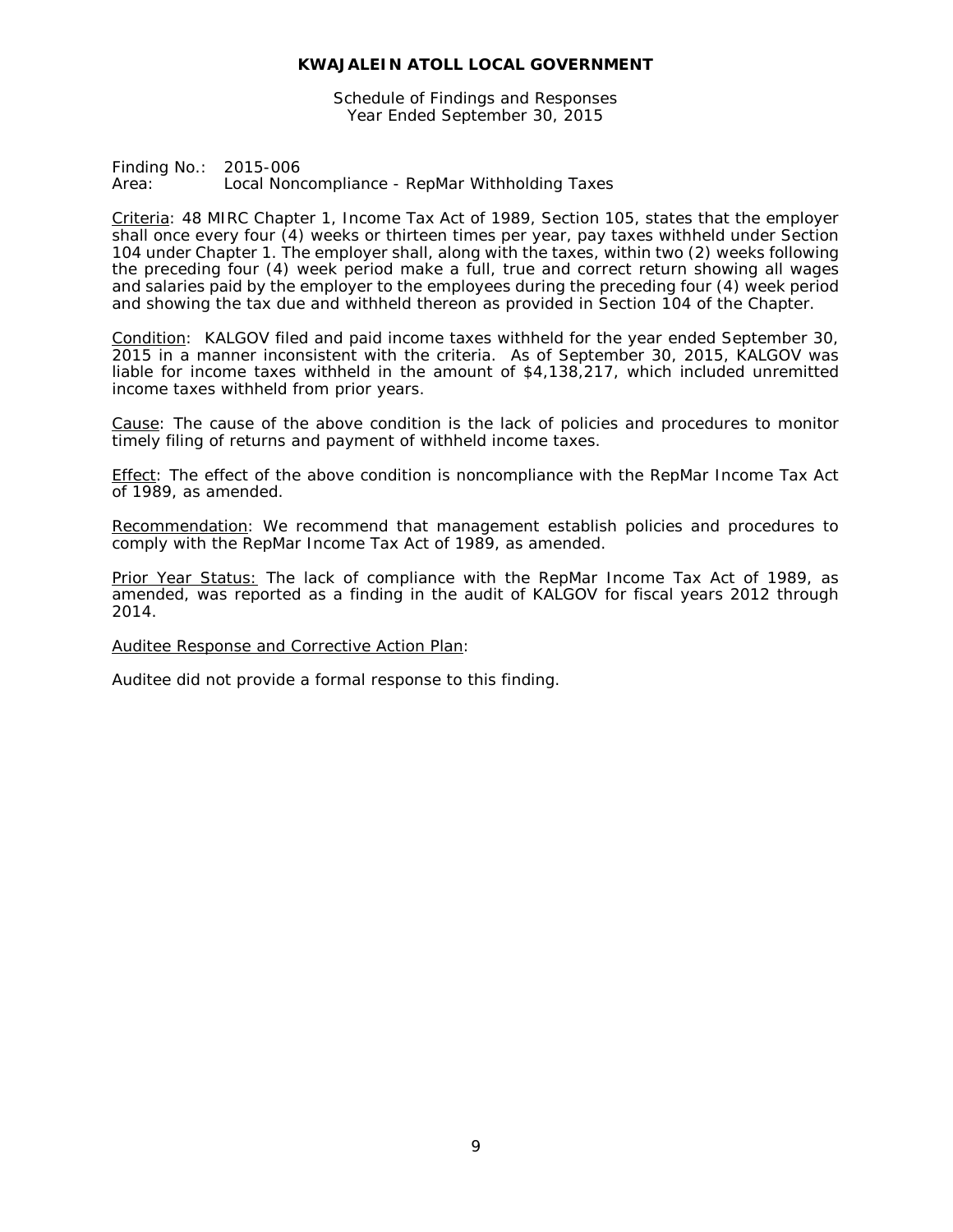**KWAJALEIN ATOLL LOCAL GOVERNMENT**

Schedule of Findings and Responses
Year Ended September 30, 2015

Finding No.: 2015-006
Area: Local Noncompliance - RepMar Withholding Taxes

Criteria: 48 MIRC Chapter 1, Income Tax Act of 1989, Section 105, states that the employer shall once every four (4) weeks or thirteen times per year, pay taxes withheld under Section 104 under Chapter 1. The employer shall, along with the taxes, within two (2) weeks following the preceding four (4) week period make a full, true and correct return showing all wages and salaries paid by the employer to the employees during the preceding four (4) week period and showing the tax due and withheld thereon as provided in Section 104 of the Chapter.

Condition: KALGOV filed and paid income taxes withheld for the year ended September 30, 2015 in a manner inconsistent with the criteria. As of September 30, 2015, KALGOV was liable for income taxes withheld in the amount of $4,138,217, which included unremitted income taxes withheld from prior years.

Cause: The cause of the above condition is the lack of policies and procedures to monitor timely filing of returns and payment of withheld income taxes.

Effect: The effect of the above condition is noncompliance with the RepMar Income Tax Act of 1989, as amended.

Recommendation: We recommend that management establish policies and procedures to comply with the RepMar Income Tax Act of 1989, as amended.

Prior Year Status: The lack of compliance with the RepMar Income Tax Act of 1989, as amended, was reported as a finding in the audit of KALGOV for fiscal years 2012 through 2014.

Auditee Response and Corrective Action Plan:

Auditee did not provide a formal response to this finding.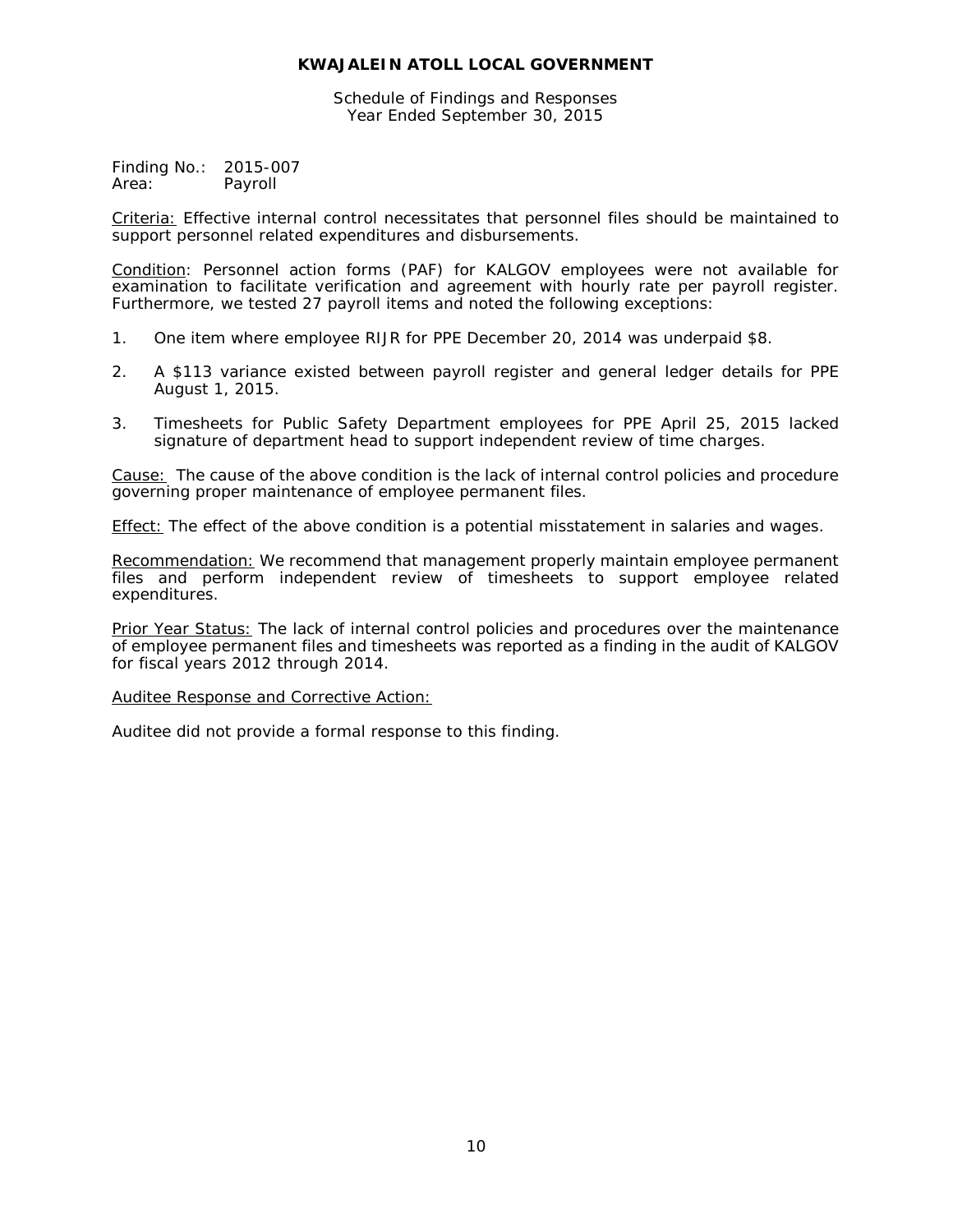**KWAJALEIN ATOLL LOCAL GOVERNMENT**

Schedule of Findings and Responses
Year Ended September 30, 2015

Finding No.: 2015-007
Area: Payroll

Criteria: Effective internal control necessitates that personnel files should be maintained to support personnel related expenditures and disbursements.

Condition: Personnel action forms (PAF) for KALGOV employees were not available for examination to facilitate verification and agreement with hourly rate per payroll register. Furthermore, we tested 27 payroll items and noted the following exceptions:

1. One item where employee RIJR for PPE December 20, 2014 was underpaid $8.

2. A $113 variance existed between payroll register and general ledger details for PPE August 1, 2015.

3. Timesheets for Public Safety Department employees for PPE April 25, 2015 lacked signature of department head to support independent review of time charges.

Cause: The cause of the above condition is the lack of internal control policies and procedure governing proper maintenance of employee permanent files.

Effect: The effect of the above condition is a potential misstatement in salaries and wages.

Recommendation: We recommend that management properly maintain employee permanent files and perform independent review of timesheets to support employee related expenditures.

Prior Year Status: The lack of internal control policies and procedures over the maintenance of employee permanent files and timesheets was reported as a finding in the audit of KALGOV for fiscal years 2012 through 2014.

Auditee Response and Corrective Action:

Auditee did not provide a formal response to this finding.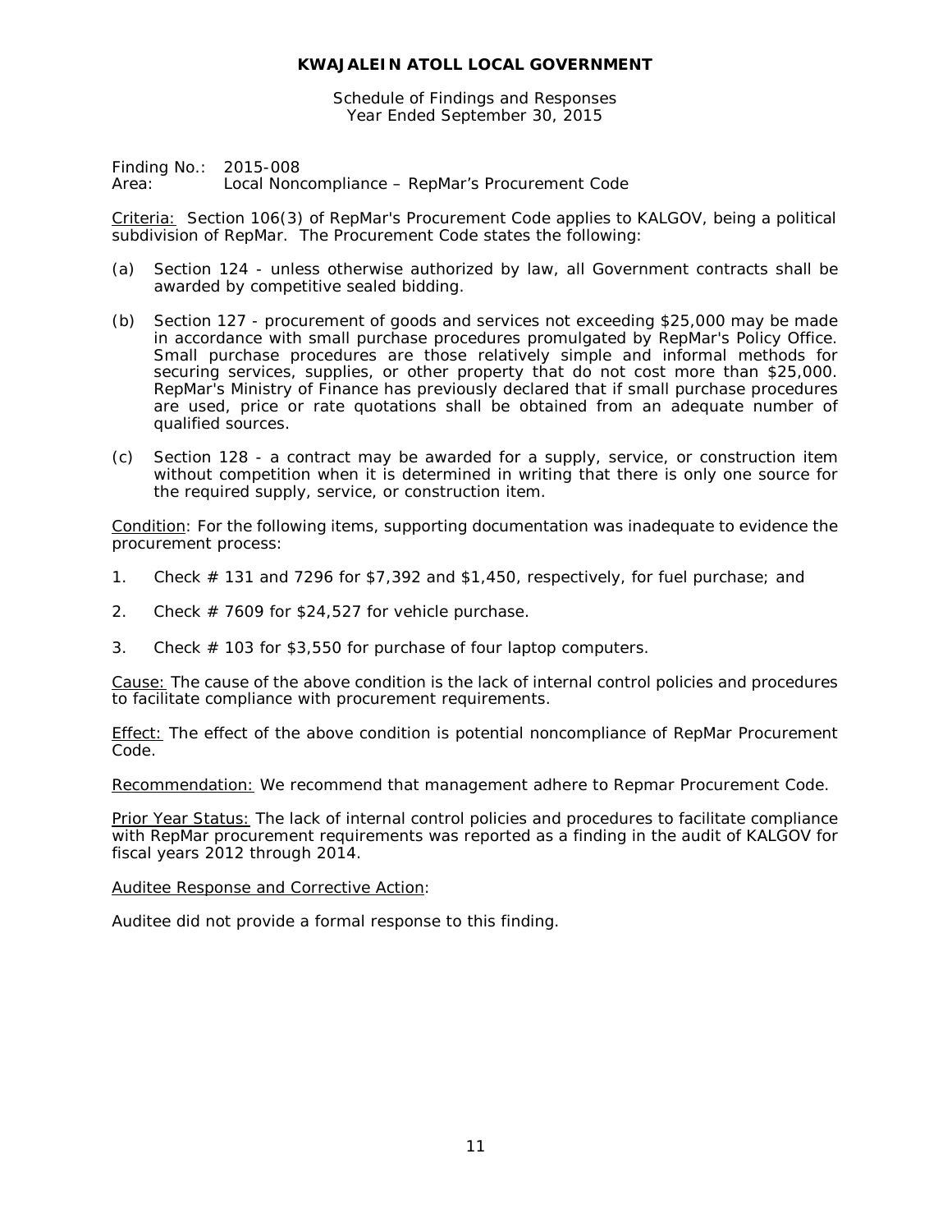**KWAJALEIN ATOLL LOCAL GOVERNMENT**

Schedule of Findings and Responses
Year Ended September 30, 2015

Finding No.: 2015-008
Area: Local Noncompliance – RepMar's Procurement Code

Criteria: Section 106(3) of RepMar's Procurement Code applies to KALGOV, being a political subdivision of RepMar. The Procurement Code states the following:

(a) Section 124 - unless otherwise authorized by law, all Government contracts shall be awarded by competitive sealed bidding.

(b) Section 127 - procurement of goods and services not exceeding $25,000 may be made in accordance with small purchase procedures promulgated by RepMar's Policy Office. Small purchase procedures are those relatively simple and informal methods for securing services, supplies, or other property that do not cost more than $25,000. RepMar's Ministry of Finance has previously declared that if small purchase procedures are used, price or rate quotations shall be obtained from an adequate number of qualified sources.

(c) Section 128 - a contract may be awarded for a supply, service, or construction item without competition when it is determined in writing that there is only one source for the required supply, service, or construction item.

Condition: For the following items, supporting documentation was inadequate to evidence the procurement process:

1. Check # 131 and 7296 for $7,392 and $1,450, respectively, for fuel purchase; and

2. Check # 7609 for $24,527 for vehicle purchase.

3. Check # 103 for $3,550 for purchase of four laptop computers.

Cause: The cause of the above condition is the lack of internal control policies and procedures to facilitate compliance with procurement requirements.

Effect: The effect of the above condition is potential noncompliance of RepMar Procurement Code.

Recommendation: We recommend that management adhere to Repmar Procurement Code.

Prior Year Status: The lack of internal control policies and procedures to facilitate compliance with RepMar procurement requirements was reported as a finding in the audit of KALGOV for fiscal years 2012 through 2014.

Auditee Response and Corrective Action:

Auditee did not provide a formal response to this finding.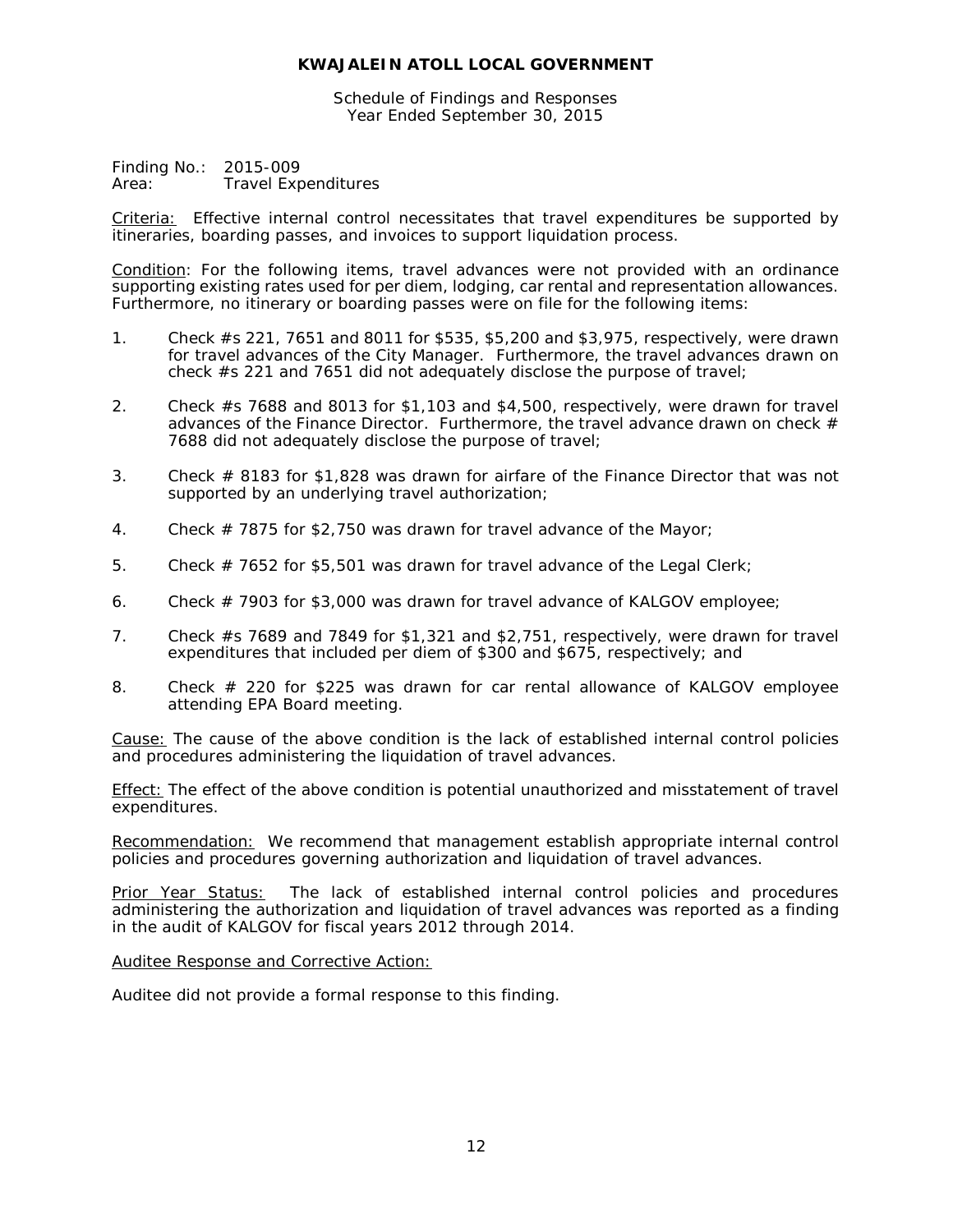**KWAJALEIN ATOLL LOCAL GOVERNMENT**

Schedule of Findings and Responses
Year Ended September 30, 2015

Finding No.: 2015-009
Area: Travel Expenditures

Criteria: Effective internal control necessitates that travel expenditures be supported by itineraries, boarding passes, and invoices to support liquidation process.

Condition: For the following items, travel advances were not provided with an ordinance supporting existing rates used for per diem, lodging, car rental and representation allowances. Furthermore, no itinerary or boarding passes were on file for the following items:

1. Check #s 221, 7651 and 8011 for $535, $5,200 and $3,975, respectively, were drawn for travel advances of the City Manager. Furthermore, the travel advances drawn on check #s 221 and 7651 did not adequately disclose the purpose of travel;

2. Check #s 7688 and 8013 for $1,103 and $4,500, respectively, were drawn for travel advances of the Finance Director. Furthermore, the travel advance drawn on check # 7688 did not adequately disclose the purpose of travel;

3. Check # 8183 for $1,828 was drawn for airfare of the Finance Director that was not supported by an underlying travel authorization;

4. Check # 7875 for $2,750 was drawn for travel advance of the Mayor;

5. Check # 7652 for $5,501 was drawn for travel advance of the Legal Clerk;

6. Check # 7903 for $3,000 was drawn for travel advance of KALGOV employee;

7. Check #s 7689 and 7849 for $1,321 and $2,751, respectively, were drawn for travel expenditures that included per diem of $300 and $675, respectively; and

8. Check # 220 for $225 was drawn for car rental allowance of KALGOV employee attending EPA Board meeting.

Cause: The cause of the above condition is the lack of established internal control policies and procedures administering the liquidation of travel advances.

Effect: The effect of the above condition is potential unauthorized and misstatement of travel expenditures.

Recommendation: We recommend that management establish appropriate internal control policies and procedures governing authorization and liquidation of travel advances.

Prior Year Status: The lack of established internal control policies and procedures administering the authorization and liquidation of travel advances was reported as a finding in the audit of KALGOV for fiscal years 2012 through 2014.

Auditee Response and Corrective Action:

Auditee did not provide a formal response to this finding.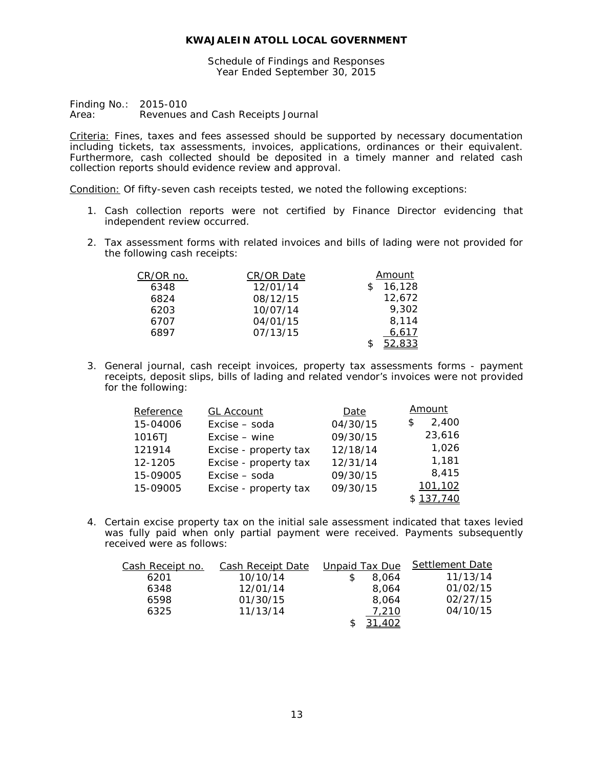**KWAJALEIN ATOLL LOCAL GOVERNMENT**

Schedule of Findings and Responses
Year Ended September 30, 2015

Finding No.: 2015-010
Area: Revenues and Cash Receipts Journal

Criteria: Fines, taxes and fees assessed should be supported by necessary documentation including tickets, tax assessments, invoices, applications, ordinances or their equivalent. Furthermore, cash collected should be deposited in a timely manner and related cash collection reports should evidence review and approval.

Condition: Of fifty-seven cash receipts tested, we noted the following exceptions:

1. Cash collection reports were not certified by Finance Director evidencing that independent review occurred.

2. Tax assessment forms with related invoices and bills of lading were not provided for the following cash receipts:

| CR/OR no. | CR/OR Date | Amount |
|---|---|---|
| 6348 | 12/01/14 | $ 16,128 |
| 6824 | 08/12/15 | 12,672 |
| 6203 | 10/07/14 | 9,302 |
| 6707 | 04/01/15 | 8,114 |
| 6897 | 07/13/15 | 6,617 |
| | | $ 52,833 |

3. General journal, cash receipt invoices, property tax assessments forms - payment receipts, deposit slips, bills of lading and related vendor's invoices were not provided for the following:

| Reference | GL Account | Date | Amount |
|---|---|---|---|
| 15-04006 | Excise – soda | 04/30/15 | $ 2,400 |
| 1016TJ | Excise – wine | 09/30/15 | 23,616 |
| 121914 | Excise - property tax | 12/18/14 | 1,026 |
| 12-1205 | Excise - property tax | 12/31/14 | 1,181 |
| 15-09005 | Excise – soda | 09/30/15 | 8,415 |
| 15-09005 | Excise - property tax | 09/30/15 | 101,102 |
| | | | $ 137,740 |

4. Certain excise property tax on the initial sale assessment indicated that taxes levied was fully paid when only partial payment were received. Payments subsequently received were as follows:

| Cash Receipt no. | Cash Receipt Date | Unpaid Tax Due | Settlement Date |
|---|---|---|---|
| 6201 | 10/10/14 | $ 8,064 | 11/13/14 |
| 6348 | 12/01/14 | 8,064 | 01/02/15 |
| 6598 | 01/30/15 | 8,064 | 02/27/15 |
| 6325 | 11/13/14 | 7,210 | 04/10/15 |
| | | $ 31,402 | |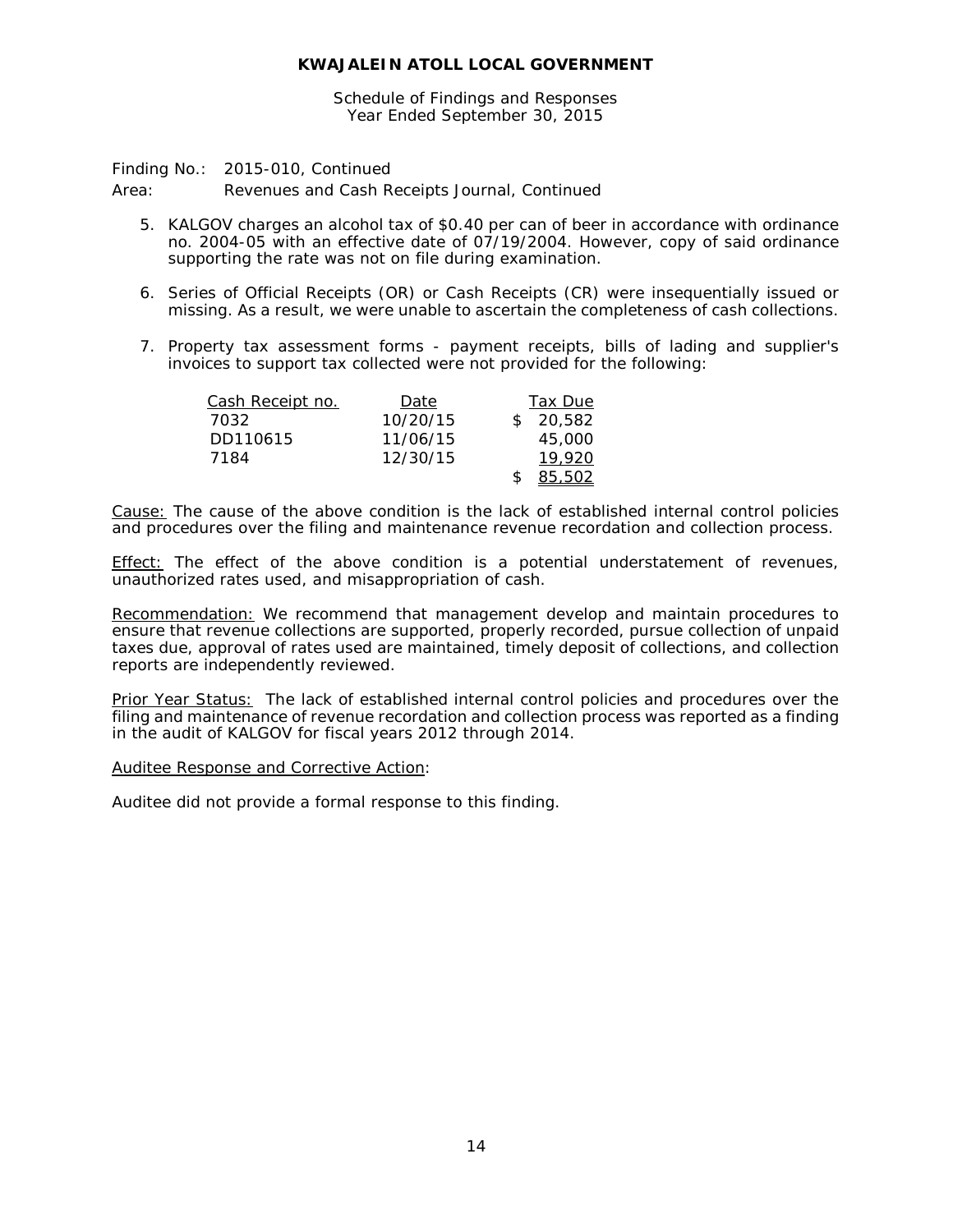**KWAJALEIN ATOLL LOCAL GOVERNMENT**

Schedule of Findings and Responses
Year Ended September 30, 2015

Finding No.: 2015-010, Continued
Area: Revenues and Cash Receipts Journal, Continued

5. KALGOV charges an alcohol tax of $0.40 per can of beer in accordance with ordinance no. 2004-05 with an effective date of 07/19/2004. However, copy of said ordinance supporting the rate was not on file during examination.

6. Series of Official Receipts (OR) or Cash Receipts (CR) were insequentially issued or missing. As a result, we were unable to ascertain the completeness of cash collections.

7. Property tax assessment forms - payment receipts, bills of lading and supplier's invoices to support tax collected were not provided for the following:

| Cash Receipt no. | Date | Tax Due |
|---|---|---|
| 7032 | 10/20/15 | $ 20,582 |
| DD110615 | 11/06/15 | 45,000 |
| 7184 | 12/30/15 | 19,920 |
| | | $ 85,502 |

Cause: The cause of the above condition is the lack of established internal control policies and procedures over the filing and maintenance revenue recordation and collection process.

Effect: The effect of the above condition is a potential understatement of revenues, unauthorized rates used, and misappropriation of cash.

Recommendation: We recommend that management develop and maintain procedures to ensure that revenue collections are supported, properly recorded, pursue collection of unpaid taxes due, approval of rates used are maintained, timely deposit of collections, and collection reports are independently reviewed.

Prior Year Status: The lack of established internal control policies and procedures over the filing and maintenance of revenue recordation and collection process was reported as a finding in the audit of KALGOV for fiscal years 2012 through 2014.

Auditee Response and Corrective Action:

Auditee did not provide a formal response to this finding.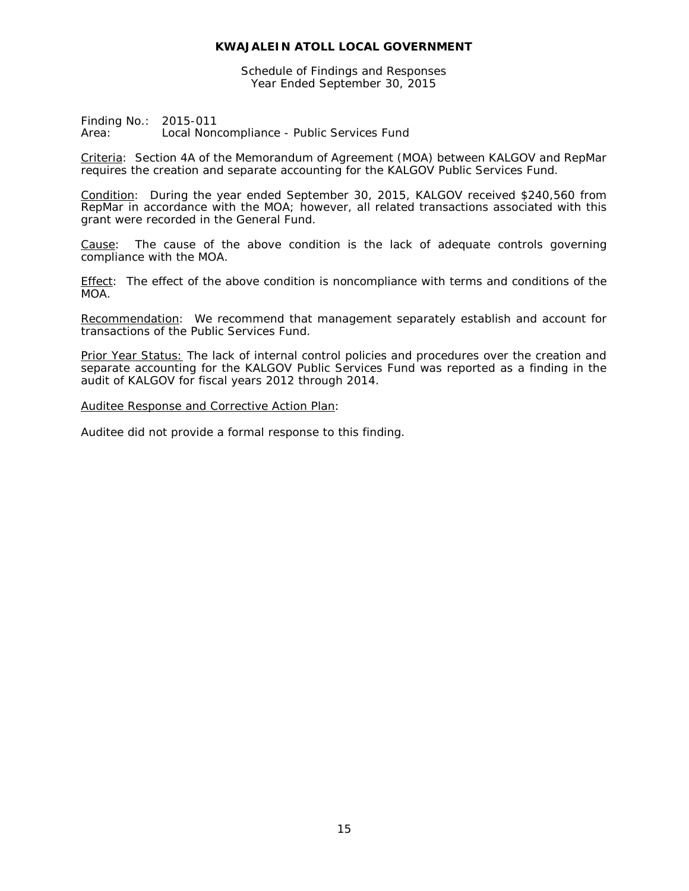# KWAJALEIN ATOLL LOCAL GOVERNMENT

Schedule of Findings and Responses
Year Ended September 30, 2015

Finding No.: 2015-011
Area: Local Noncompliance - Public Services Fund

Criteria: Section 4A of the Memorandum of Agreement (MOA) between KALGOV and RepMar requires the creation and separate accounting for the KALGOV Public Services Fund.

Condition: During the year ended September 30, 2015, KALGOV received $240,560 from RepMar in accordance with the MOA; however, all related transactions associated with this grant were recorded in the General Fund.

Cause: The cause of the above condition is the lack of adequate controls governing compliance with the MOA.

Effect: The effect of the above condition is noncompliance with terms and conditions of the MOA.

Recommendation: We recommend that management separately establish and account for transactions of the Public Services Fund.

Prior Year Status: The lack of internal control policies and procedures over the creation and separate accounting for the KALGOV Public Services Fund was reported as a finding in the audit of KALGOV for fiscal years 2012 through 2014.

Auditee Response and Corrective Action Plan:

Auditee did not provide a formal response to this finding.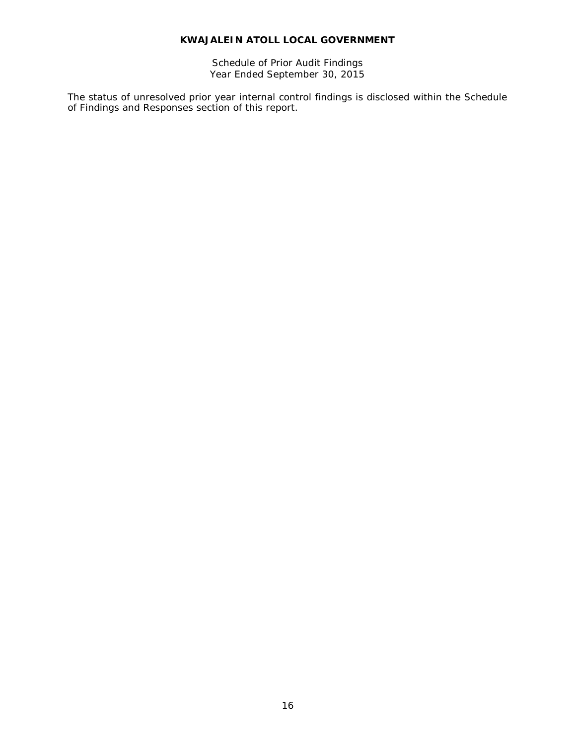**KWAJALEIN ATOLL LOCAL GOVERNMENT**

Schedule of Prior Audit Findings
Year Ended September 30, 2015

The status of unresolved prior year internal control findings is disclosed within the Schedule of Findings and Responses section of this report.